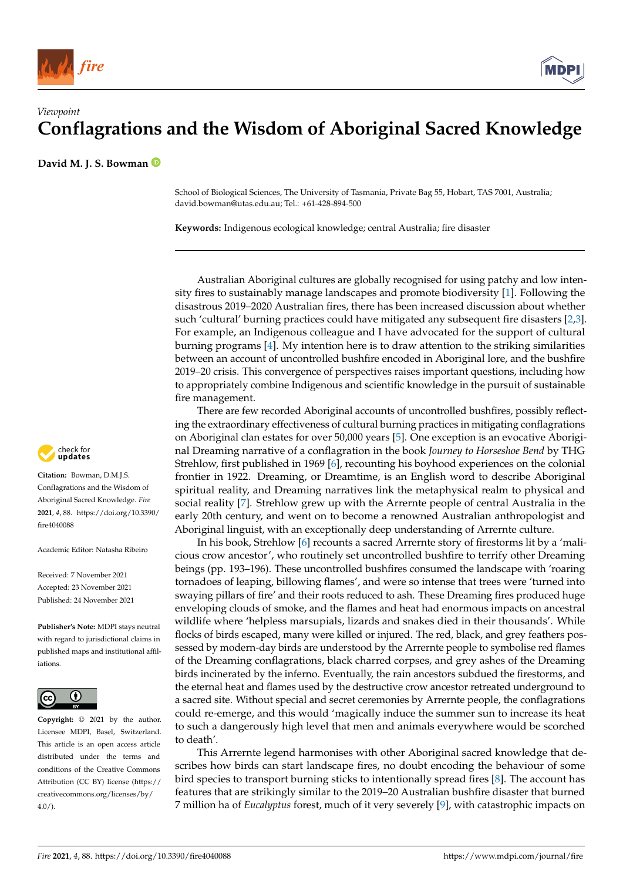*Viewpoint*

# Conflagrations and the Wisdom of Aboriginal Sacred Knowledge

**David M. J. S. Bowman**

School of Biological Sciences, The University of Tasmania, Private Bag 55, Hobart, TAS 7001, Australia; david.bowman@utas.edu.au; Tel.: +61-428-894-500

**Keywords:** Indigenous ecological knowledge; central Australia; fire disaster

**Citation:** Bowman, D.M.J.S. Conflagrations and the Wisdom of Aboriginal Sacred Knowledge. *Fire* **2021**, *4*, 88. https://doi.org/10.3390/fire4040088

Academic Editor: Natasha Ribeiro

Received: 7 November 2021
Accepted: 23 November 2021
Published: 24 November 2021

**Publisher's Note:** MDPI stays neutral with regard to jurisdictional claims in published maps and institutional affiliations.

**Copyright:** © 2021 by the author. Licensee MDPI, Basel, Switzerland. This article is an open access article distributed under the terms and conditions of the Creative Commons Attribution (CC BY) license (https://creativecommons.org/licenses/by/4.0/).

Australian Aboriginal cultures are globally recognised for using patchy and low intensity fires to sustainably manage landscapes and promote biodiversity [1]. Following the disastrous 2019–2020 Australian fires, there has been increased discussion about whether such 'cultural' burning practices could have mitigated any subsequent fire disasters [2,3]. For example, an Indigenous colleague and I have advocated for the support of cultural burning programs [4]. My intention here is to draw attention to the striking similarities between an account of uncontrolled bushfire encoded in Aboriginal lore, and the bushfire 2019–20 crisis. This convergence of perspectives raises important questions, including how to appropriately combine Indigenous and scientific knowledge in the pursuit of sustainable fire management.

There are few recorded Aboriginal accounts of uncontrolled bushfires, possibly reflecting the extraordinary effectiveness of cultural burning practices in mitigating conflagrations on Aboriginal clan estates for over 50,000 years [5]. One exception is an evocative Aboriginal Dreaming narrative of a conflagration in the book *Journey to Horseshoe Bend* by THG Strehlow, first published in 1969 [6], recounting his boyhood experiences on the colonial frontier in 1922. Dreaming, or Dreamtime, is an English word to describe Aboriginal spiritual reality, and Dreaming narratives link the metaphysical realm to physical and social reality [7]. Strehlow grew up with the Arrernte people of central Australia in the early 20th century, and went on to become a renowned Australian anthropologist and Aboriginal linguist, with an exceptionally deep understanding of Arrernte culture.

In his book, Strehlow [6] recounts a sacred Arrernte story of firestorms lit by a 'malicious crow ancestor', who routinely set uncontrolled bushfire to terrify other Dreaming beings (pp. 193–196). These uncontrolled bushfires consumed the landscape with 'roaring tornadoes of leaping, billowing flames', and were so intense that trees were 'turned into swaying pillars of fire' and their roots reduced to ash. These Dreaming fires produced huge enveloping clouds of smoke, and the flames and heat had enormous impacts on ancestral wildlife where 'helpless marsupials, lizards and snakes died in their thousands'. While flocks of birds escaped, many were killed or injured. The red, black, and grey feathers possessed by modern-day birds are understood by the Arrernte people to symbolise red flames of the Dreaming conflagrations, black charred corpses, and grey ashes of the Dreaming birds incinerated by the inferno. Eventually, the rain ancestors subdued the firestorms, and the eternal heat and flames used by the destructive crow ancestor retreated underground to a sacred site. Without special and secret ceremonies by Arrernte people, the conflagrations could re-emerge, and this would 'magically induce the summer sun to increase its heat to such a dangerously high level that men and animals everywhere would be scorched to death'.

This Arrernte legend harmonises with other Aboriginal sacred knowledge that describes how birds can start landscape fires, no doubt encoding the behaviour of some bird species to transport burning sticks to intentionally spread fires [8]. The account has features that are strikingly similar to the 2019–20 Australian bushfire disaster that burned 7 million ha of *Eucalyptus* forest, much of it very severely [9], with catastrophic impacts on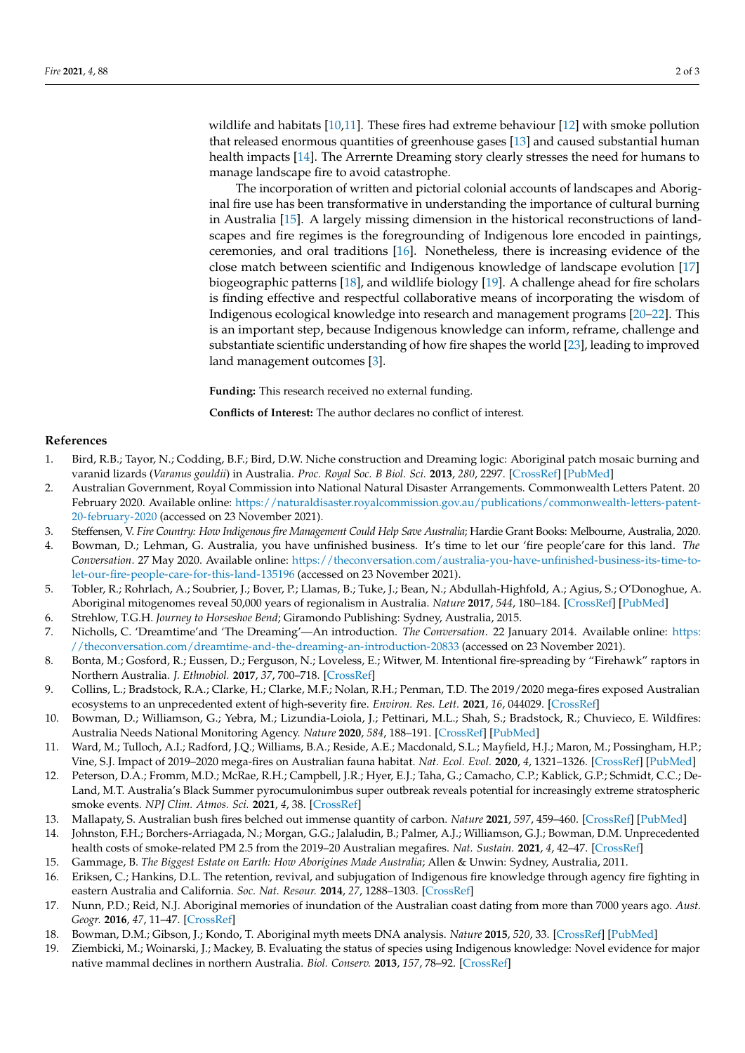wildlife and habitats [10,11]. These fires had extreme behaviour [12] with smoke pollution that released enormous quantities of greenhouse gases [13] and caused substantial human health impacts [14]. The Arrernte Dreaming story clearly stresses the need for humans to manage landscape fire to avoid catastrophe.

The incorporation of written and pictorial colonial accounts of landscapes and Aboriginal fire use has been transformative in understanding the importance of cultural burning in Australia [15]. A largely missing dimension in the historical reconstructions of landscapes and fire regimes is the foregrounding of Indigenous lore encoded in paintings, ceremonies, and oral traditions [16]. Nonetheless, there is increasing evidence of the close match between scientific and Indigenous knowledge of landscape evolution [17] biogeographic patterns [18], and wildlife biology [19]. A challenge ahead for fire scholars is finding effective and respectful collaborative means of incorporating the wisdom of Indigenous ecological knowledge into research and management programs [20–22]. This is an important step, because Indigenous knowledge can inform, reframe, challenge and substantiate scientific understanding of how fire shapes the world [23], leading to improved land management outcomes [3].

**Funding:** This research received no external funding.

**Conflicts of Interest:** The author declares no conflict of interest.

## References

1. Bird, R.B.; Tayor, N.; Codding, B.F.; Bird, D.W. Niche construction and Dreaming logic: Aboriginal patch mosaic burning and varanid lizards (*Varanus gouldii*) in Australia. *Proc. Royal Soc. B Biol. Sci.* **2013**, *280*, 2297. [CrossRef] [PubMed]
2. Australian Government, Royal Commission into National Natural Disaster Arrangements. Commonwealth Letters Patent. 20 February 2020. Available online: https://naturaldisaster.royalcommission.gov.au/publications/commonwealth-letters-patent-20-february-2020 (accessed on 23 November 2021).
3. Steffensen, V. *Fire Country: How Indigenous fire Management Could Help Save Australia*; Hardie Grant Books: Melbourne, Australia, 2020.
4. Bowman, D.; Lehman, G. Australia, you have unfinished business. It's time to let our 'fire people'care for this land. *The Conversation*. 27 May 2020. Available online: https://theconversation.com/australia-you-have-unfinished-business-its-time-to-let-our-fire-people-care-for-this-land-135196 (accessed on 23 November 2021).
5. Tobler, R.; Rohrlach, A.; Soubrier, J.; Bover, P.; Llamas, B.; Tuke, J.; Bean, N.; Abdullah-Highfold, A.; Agius, S.; O'Donoghue, A. Aboriginal mitogenomes reveal 50,000 years of regionalism in Australia. *Nature* **2017**, *544*, 180–184. [CrossRef] [PubMed]
6. Strehlow, T.G.H. *Journey to Horseshoe Bend*; Giramondo Publishing: Sydney, Australia, 2015.
7. Nicholls, C. 'Dreamtime'and 'The Dreaming'—An introduction. *The Conversation*. 22 January 2014. Available online: https://theconversation.com/dreamtime-and-the-dreaming-an-introduction-20833 (accessed on 23 November 2021).
8. Bonta, M.; Gosford, R.; Eussen, D.; Ferguson, N.; Loveless, E.; Witwer, M. Intentional fire-spreading by "Firehawk" raptors in Northern Australia. *J. Ethnobiol.* **2017**, *37*, 700–718. [CrossRef]
9. Collins, L.; Bradstock, R.A.; Clarke, H.; Clarke, M.F.; Nolan, R.H.; Penman, T.D. The 2019/2020 mega-fires exposed Australian ecosystems to an unprecedented extent of high-severity fire. *Environ. Res. Lett.* **2021**, *16*, 044029. [CrossRef]
10. Bowman, D.; Williamson, G.; Yebra, M.; Lizundia-Loiola, J.; Pettinari, M.L.; Shah, S.; Bradstock, R.; Chuvieco, E. Wildfires: Australia Needs National Monitoring Agency. *Nature* **2020**, *584*, 188–191. [CrossRef] [PubMed]
11. Ward, M.; Tulloch, A.I.; Radford, J.Q.; Williams, B.A.; Reside, A.E.; Macdonald, S.L.; Mayfield, H.J.; Maron, M.; Possingham, H.P.; Vine, S.J. Impact of 2019–2020 mega-fires on Australian fauna habitat. *Nat. Ecol. Evol.* **2020**, *4*, 1321–1326. [CrossRef] [PubMed]
12. Peterson, D.A.; Fromm, M.D.; McRae, R.H.; Campbell, J.R.; Hyer, E.J.; Taha, G.; Camacho, C.P.; Kablick, G.P.; Schmidt, C.C.; DeLand, M.T. Australia's Black Summer pyrocumulonimbus super outbreak reveals potential for increasingly extreme stratospheric smoke events. *NPJ Clim. Atmos. Sci.* **2021**, *4*, 38. [CrossRef]
13. Mallapaty, S. Australian bush fires belched out immense quantity of carbon. *Nature* **2021**, *597*, 459–460. [CrossRef] [PubMed]
14. Johnston, F.H.; Borchers-Arriagada, N.; Morgan, G.G.; Jalaludin, B.; Palmer, A.J.; Williamson, G.J.; Bowman, D.M. Unprecedented health costs of smoke-related PM 2.5 from the 2019–20 Australian megafires. *Nat. Sustain.* **2021**, *4*, 42–47. [CrossRef]
15. Gammage, B. *The Biggest Estate on Earth: How Aborigines Made Australia*; Allen & Unwin: Sydney, Australia, 2011.
16. Eriksen, C.; Hankins, D.L. The retention, revival, and subjugation of Indigenous fire knowledge through agency fire fighting in eastern Australia and California. *Soc. Nat. Resour.* **2014**, *27*, 1288–1303. [CrossRef]
17. Nunn, P.D.; Reid, N.J. Aboriginal memories of inundation of the Australian coast dating from more than 7000 years ago. *Aust. Geogr.* **2016**, *47*, 11–47. [CrossRef]
18. Bowman, D.M.; Gibson, J.; Kondo, T. Aboriginal myth meets DNA analysis. *Nature* **2015**, *520*, 33. [CrossRef] [PubMed]
19. Ziembicki, M.; Woinarski, J.; Mackey, B. Evaluating the status of species using Indigenous knowledge: Novel evidence for major native mammal declines in northern Australia. *Biol. Conserv.* **2013**, *157*, 78–92. [CrossRef]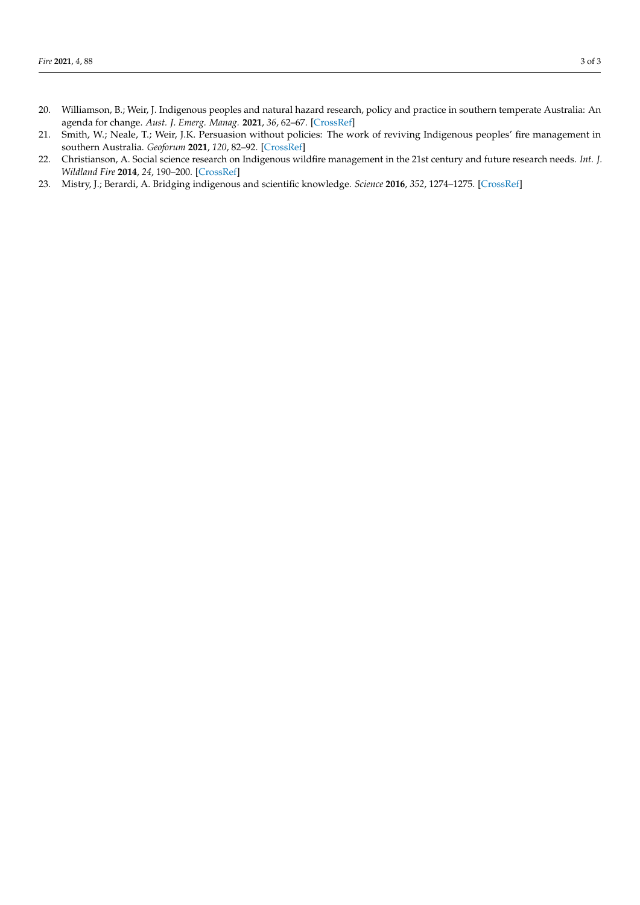20. Williamson, B.; Weir, J. Indigenous peoples and natural hazard research, policy and practice in southern temperate Australia: An agenda for change. *Aust. J. Emerg. Manag.* **2021**, *36*, 62–67. [CrossRef]
21. Smith, W.; Neale, T.; Weir, J.K. Persuasion without policies: The work of reviving Indigenous peoples' fire management in southern Australia. *Geoforum* **2021**, *120*, 82–92. [CrossRef]
22. Christianson, A. Social science research on Indigenous wildfire management in the 21st century and future research needs. *Int. J. Wildland Fire* **2014**, *24*, 190–200. [CrossRef]
23. Mistry, J.; Berardi, A. Bridging indigenous and scientific knowledge. *Science* **2016**, *352*, 1274–1275. [CrossRef]